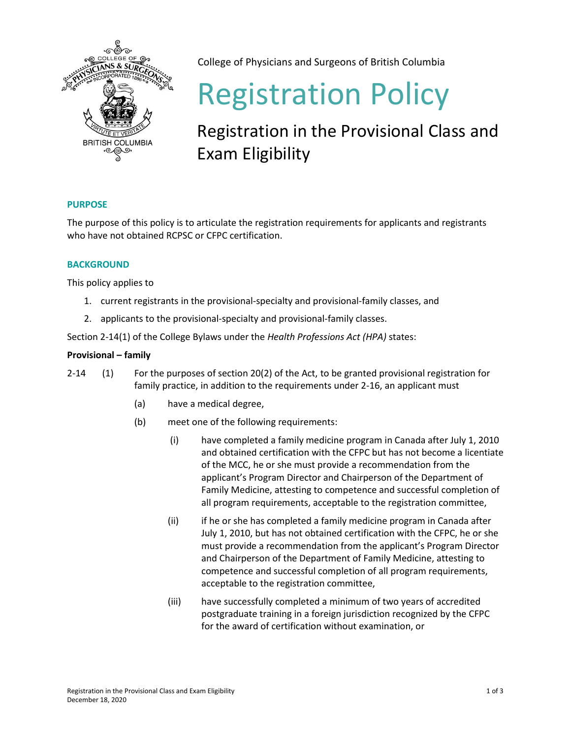College of Physicians and Surgeons of British Columbia

# Registration Policy

## Registration in the Provisional Class and Exam Eligibility

### PURPOSE

The purpose of this policy is to articulate the registration requirements for applicants and registrants who have not obtained RCPSC or CFPC certification.

### BACKGROUND

This policy applies to

1. current registrants in the provisional-specialty and provisional-family classes, and
2. applicants to the provisional-specialty and provisional-family classes.

Section 2-14(1) of the College Bylaws under the *Health Professions Act (HPA)* states:

**Provisional – family**

2-14 (1) For the purposes of section 20(2) of the Act, to be granted provisional registration for family practice, in addition to the requirements under 2-16, an applicant must

- (a) have a medical degree,
- (b) meet one of the following requirements:
  - (i) have completed a family medicine program in Canada after July 1, 2010 and obtained certification with the CFPC but has not become a licentiate of the MCC, he or she must provide a recommendation from the applicant's Program Director and Chairperson of the Department of Family Medicine, attesting to competence and successful completion of all program requirements, acceptable to the registration committee,
  - (ii) if he or she has completed a family medicine program in Canada after July 1, 2010, but has not obtained certification with the CFPC, he or she must provide a recommendation from the applicant's Program Director and Chairperson of the Department of Family Medicine, attesting to competence and successful completion of all program requirements, acceptable to the registration committee,
  - (iii) have successfully completed a minimum of two years of accredited postgraduate training in a foreign jurisdiction recognized by the CFPC for the award of certification without examination, or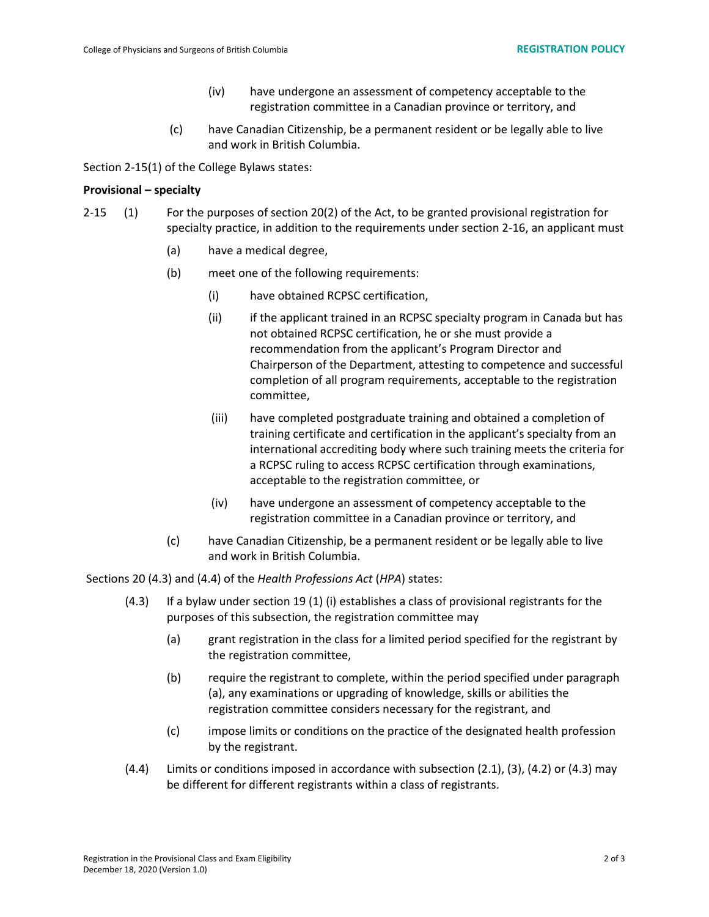(iv) have undergone an assessment of competency acceptable to the registration committee in a Canadian province or territory, and

(c) have Canadian Citizenship, be a permanent resident or be legally able to live and work in British Columbia.

Section 2-15(1) of the College Bylaws states:

**Provisional – specialty**

2-15 (1) For the purposes of section 20(2) of the Act, to be granted provisional registration for specialty practice, in addition to the requirements under section 2-16, an applicant must

(a) have a medical degree,

(b) meet one of the following requirements:

(i) have obtained RCPSC certification,

(ii) if the applicant trained in an RCPSC specialty program in Canada but has not obtained RCPSC certification, he or she must provide a recommendation from the applicant's Program Director and Chairperson of the Department, attesting to competence and successful completion of all program requirements, acceptable to the registration committee,

(iii) have completed postgraduate training and obtained a completion of training certificate and certification in the applicant's specialty from an international accrediting body where such training meets the criteria for a RCPSC ruling to access RCPSC certification through examinations, acceptable to the registration committee, or

(iv) have undergone an assessment of competency acceptable to the registration committee in a Canadian province or territory, and

(c) have Canadian Citizenship, be a permanent resident or be legally able to live and work in British Columbia.

Sections 20 (4.3) and (4.4) of the *Health Professions Act* (*HPA*) states:

(4.3) If a bylaw under section 19 (1) (i) establishes a class of provisional registrants for the purposes of this subsection, the registration committee may

(a) grant registration in the class for a limited period specified for the registrant by the registration committee,

(b) require the registrant to complete, within the period specified under paragraph (a), any examinations or upgrading of knowledge, skills or abilities the registration committee considers necessary for the registrant, and

(c) impose limits or conditions on the practice of the designated health profession by the registrant.

(4.4) Limits or conditions imposed in accordance with subsection (2.1), (3), (4.2) or (4.3) may be different for different registrants within a class of registrants.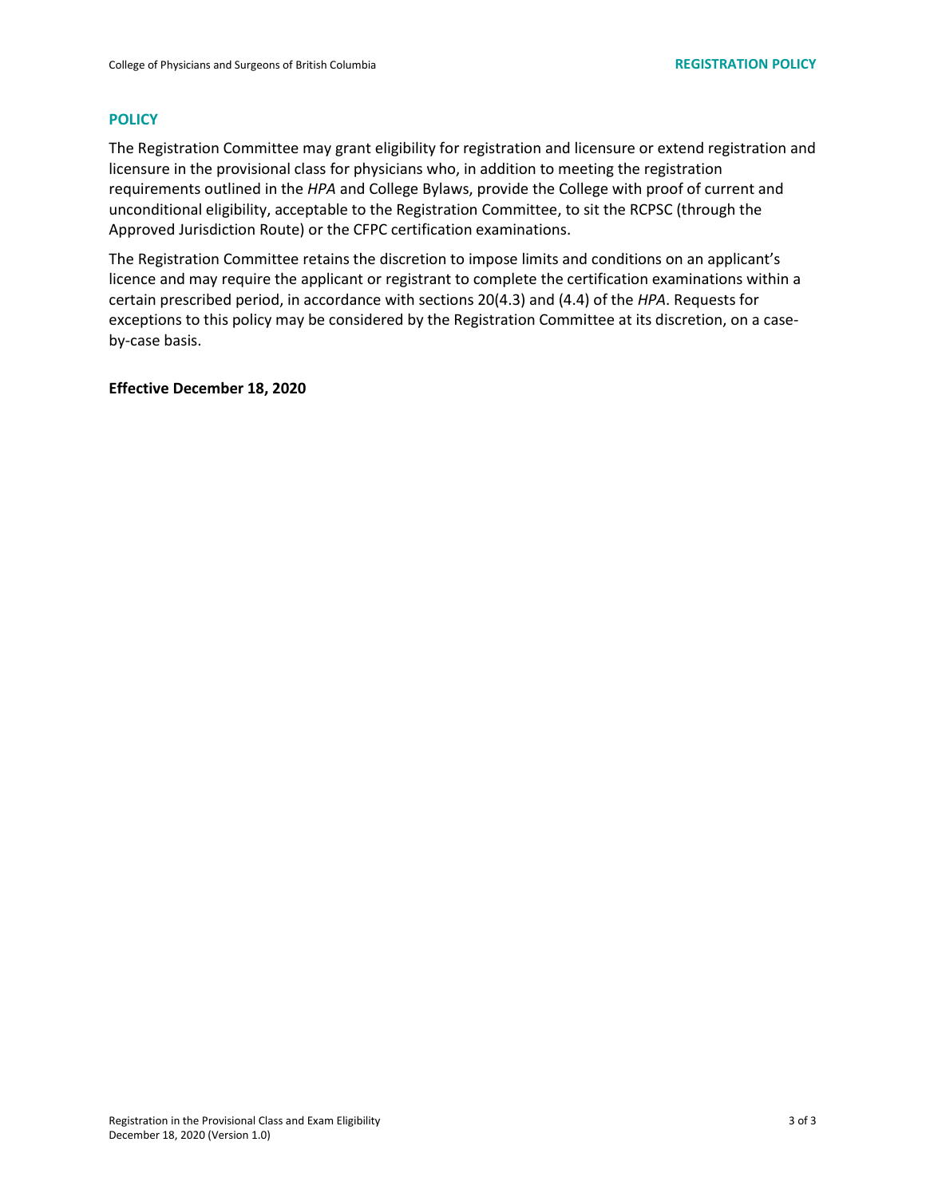## POLICY

The Registration Committee may grant eligibility for registration and licensure or extend registration and licensure in the provisional class for physicians who, in addition to meeting the registration requirements outlined in the *HPA* and College Bylaws, provide the College with proof of current and unconditional eligibility, acceptable to the Registration Committee, to sit the RCPSC (through the Approved Jurisdiction Route) or the CFPC certification examinations.

The Registration Committee retains the discretion to impose limits and conditions on an applicant's licence and may require the applicant or registrant to complete the certification examinations within a certain prescribed period, in accordance with sections 20(4.3) and (4.4) of the *HPA*. Requests for exceptions to this policy may be considered by the Registration Committee at its discretion, on a case-by-case basis.

**Effective December 18, 2020**